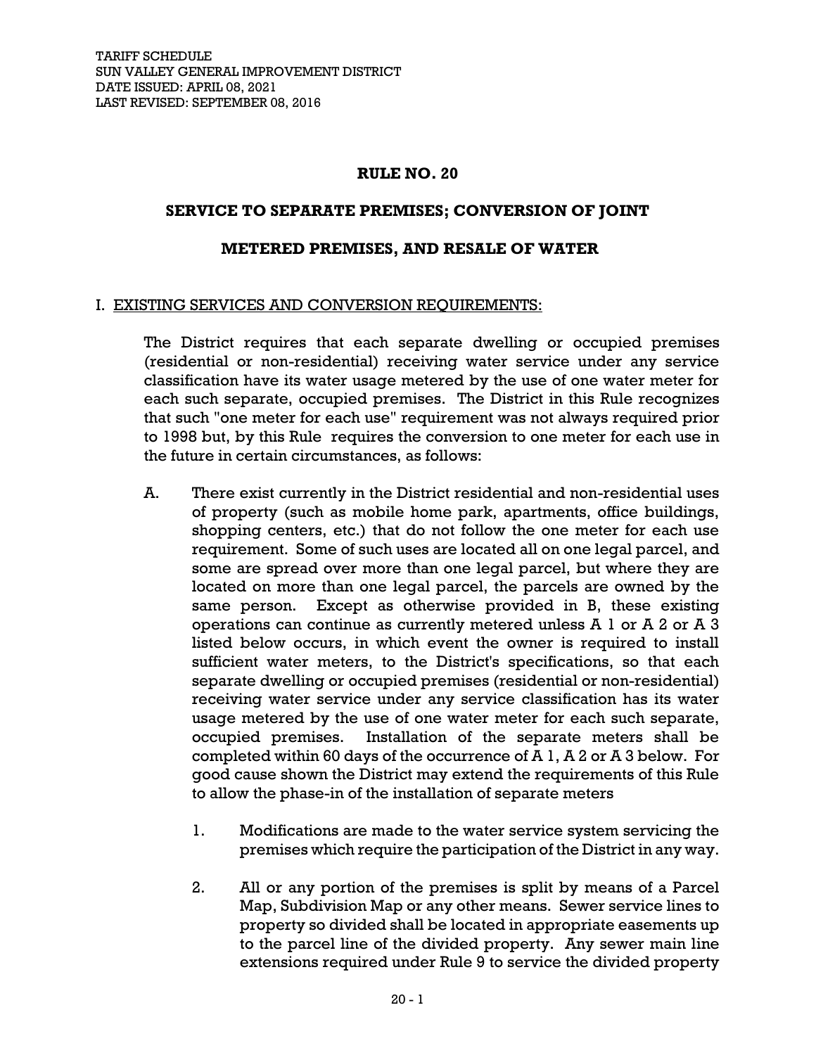TARIFF SCHEDULE
SUN VALLEY GENERAL IMPROVEMENT DISTRICT
DATE ISSUED: APRIL 08, 2021
LAST REVISED: SEPTEMBER 08, 2016

# RULE NO. 20

## SERVICE TO SEPARATE PREMISES; CONVERSION OF JOINT METERED PREMISES, AND RESALE OF WATER

### I. EXISTING SERVICES AND CONVERSION REQUIREMENTS:

The District requires that each separate dwelling or occupied premises (residential or non-residential) receiving water service under any service classification have its water usage metered by the use of one water meter for each such separate, occupied premises. The District in this Rule recognizes that such "one meter for each use" requirement was not always required prior to 1998 but, by this Rule requires the conversion to one meter for each use in the future in certain circumstances, as follows:

A. There exist currently in the District residential and non-residential uses of property (such as mobile home park, apartments, office buildings, shopping centers, etc.) that do not follow the one meter for each use requirement. Some of such uses are located all on one legal parcel, and some are spread over more than one legal parcel, but where they are located on more than one legal parcel, the parcels are owned by the same person. Except as otherwise provided in B, these existing operations can continue as currently metered unless A 1 or A 2 or A 3 listed below occurs, in which event the owner is required to install sufficient water meters, to the District's specifications, so that each separate dwelling or occupied premises (residential or non-residential) receiving water service under any service classification has its water usage metered by the use of one water meter for each such separate, occupied premises. Installation of the separate meters shall be completed within 60 days of the occurrence of A 1, A 2 or A 3 below. For good cause shown the District may extend the requirements of this Rule to allow the phase-in of the installation of separate meters

   1. Modifications are made to the water service system servicing the premises which require the participation of the District in any way.

   2. All or any portion of the premises is split by means of a Parcel Map, Subdivision Map or any other means. Sewer service lines to property so divided shall be located in appropriate easements up to the parcel line of the divided property. Any sewer main line extensions required under Rule 9 to service the divided property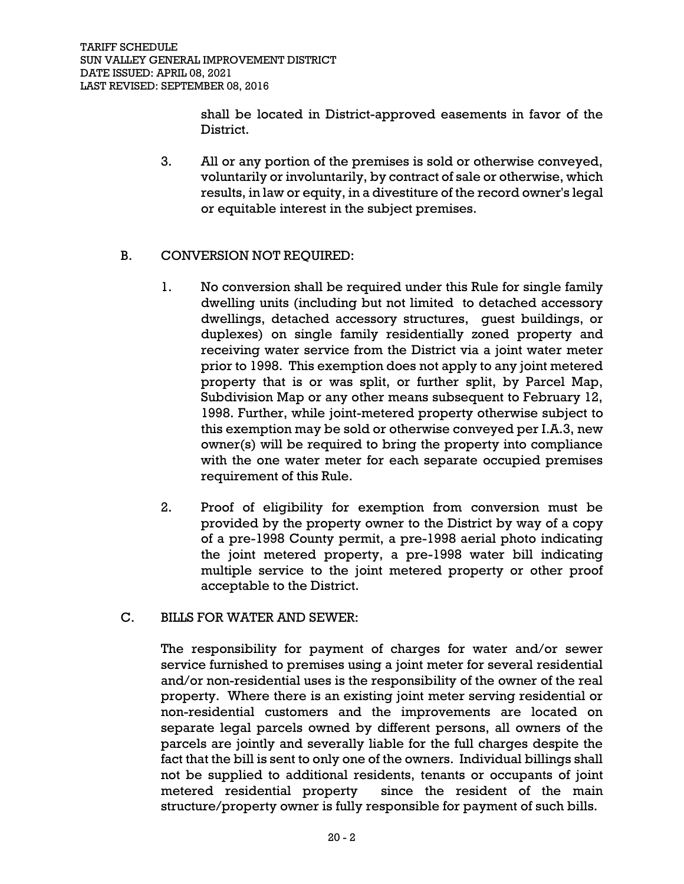shall be located in District-approved easements in favor of the District.

3. All or any portion of the premises is sold or otherwise conveyed, voluntarily or involuntarily, by contract of sale or otherwise, which results, in law or equity, in a divestiture of the record owner's legal or equitable interest in the subject premises.

B. CONVERSION NOT REQUIRED:

1. No conversion shall be required under this Rule for single family dwelling units (including but not limited to detached accessory dwellings, detached accessory structures, guest buildings, or duplexes) on single family residentially zoned property and receiving water service from the District via a joint water meter prior to 1998. This exemption does not apply to any joint metered property that is or was split, or further split, by Parcel Map, Subdivision Map or any other means subsequent to February 12, 1998. Further, while joint-metered property otherwise subject to this exemption may be sold or otherwise conveyed per I.A.3, new owner(s) will be required to bring the property into compliance with the one water meter for each separate occupied premises requirement of this Rule.

2. Proof of eligibility for exemption from conversion must be provided by the property owner to the District by way of a copy of a pre-1998 County permit, a pre-1998 aerial photo indicating the joint metered property, a pre-1998 water bill indicating multiple service to the joint metered property or other proof acceptable to the District.

C. BILLS FOR WATER AND SEWER:

The responsibility for payment of charges for water and/or sewer service furnished to premises using a joint meter for several residential and/or non-residential uses is the responsibility of the owner of the real property. Where there is an existing joint meter serving residential or non-residential customers and the improvements are located on separate legal parcels owned by different persons, all owners of the parcels are jointly and severally liable for the full charges despite the fact that the bill is sent to only one of the owners. Individual billings shall not be supplied to additional residents, tenants or occupants of joint metered residential property since the resident of the main structure/property owner is fully responsible for payment of such bills.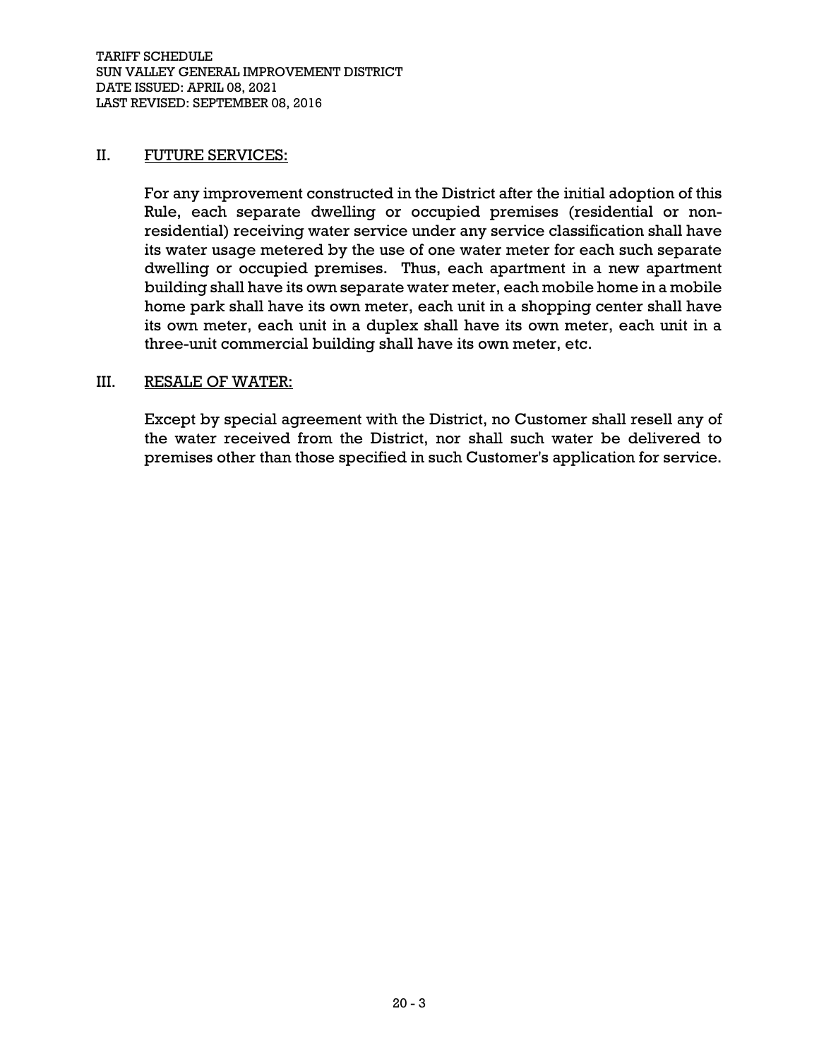## II. FUTURE SERVICES:

For any improvement constructed in the District after the initial adoption of this Rule, each separate dwelling or occupied premises (residential or non-residential) receiving water service under any service classification shall have its water usage metered by the use of one water meter for each such separate dwelling or occupied premises. Thus, each apartment in a new apartment building shall have its own separate water meter, each mobile home in a mobile home park shall have its own meter, each unit in a shopping center shall have its own meter, each unit in a duplex shall have its own meter, each unit in a three-unit commercial building shall have its own meter, etc.

## III. RESALE OF WATER:

Except by special agreement with the District, no Customer shall resell any of the water received from the District, nor shall such water be delivered to premises other than those specified in such Customer's application for service.